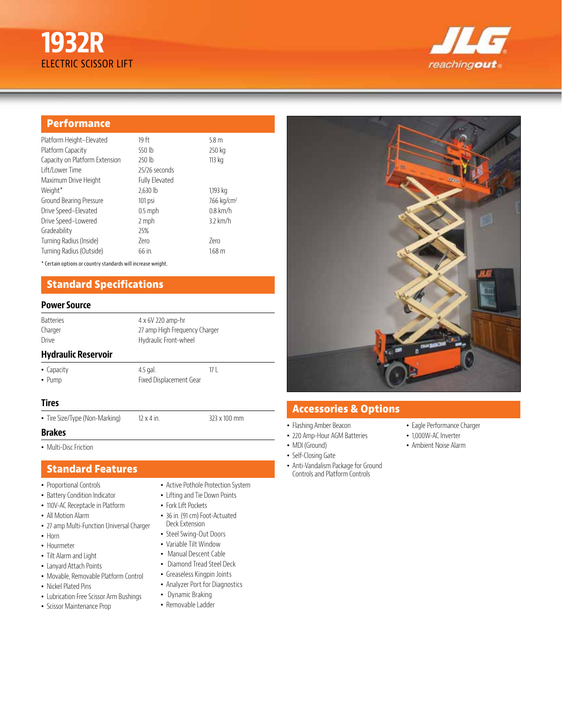# 1932R

ELECTRIC SCISSOR LIFT

JLG reachingout

## Performance

| | | |
|---|---|---|
| Platform Height–Elevated | 19 ft | 5.8 m |
| Platform Capacity | 550 lb | 250 kg |
| Capacity on Platform Extension | 250 lb | 113 kg |
| Lift/Lower Time | 25/26 seconds | |
| Maximum Drive Height | Fully Elevated | |
| Weight* | 2,630 lb | 1,193 kg |
| Ground Bearing Pressure | 101 psi | 7.66 kg/cm² |
| Drive Speed–Elevated | 0.5 mph | 0.8 km/h |
| Drive Speed–Lowered | 2 mph | 3.2 km/h |
| Gradeability | 25% | |
| Turning Radius (Inside) | Zero | Zero |
| Turning Radius (Outside) | 66 in. | 1.68 m |

* Certain options or country standards will increase weight.

## Standard Specifications

### Power Source

| | |
|---|---|
| Batteries | 4 x 6V 220 amp-hr |
| Charger | 27 amp High Frequency Charger |
| Drive | Hydraulic Front-wheel |

### Hydraulic Reservoir

| | | |
|---|---|---|
| • Capacity | 4.5 gal. | 17 L |
| • Pump | Fixed Displacement Gear | |

### Tires

| | | |
|---|---|---|
| • Tire Size/Type (Non-Marking) | 12 x 4 in. | 323 x 100 mm |

### Brakes

- Multi-Disc Friction

## Standard Features

- Proportional Controls
- Battery Condition Indicator
- 110V-AC Receptacle in Platform
- All Motion Alarm
- 27 amp Multi-Function Universal Charger
- Horn
- Hourmeter
- Tilt Alarm and Light
- Lanyard Attach Points
- Movable, Removable Platform Control
- Nickel Plated Pins
- Lubrication Free Scissor Arm Bushings
- Scissor Maintenance Prop
- Active Pothole Protection System
- Lifting and Tie Down Points
- Fork Lift Pockets
- 36 in. (91 cm) Foot-Actuated Deck Extension
- Steel Swing-Out Doors
- Variable Tilt Window
- Manual Descent Cable
- Diamond Tread Steel Deck
- Greaseless Kingpin Joints
- Analyzer Port for Diagnostics
- Dynamic Braking
- Removable Ladder

## Accessories & Options

- Flashing Amber Beacon
- 220 Amp-Hour AGM Batteries
- MDI (Ground)
- Self-Closing Gate
- Anti-Vandalism Package for Ground Controls and Platform Controls
- Eagle Performance Charger
- 1,000W-AC Inverter
- Ambient Noise Alarm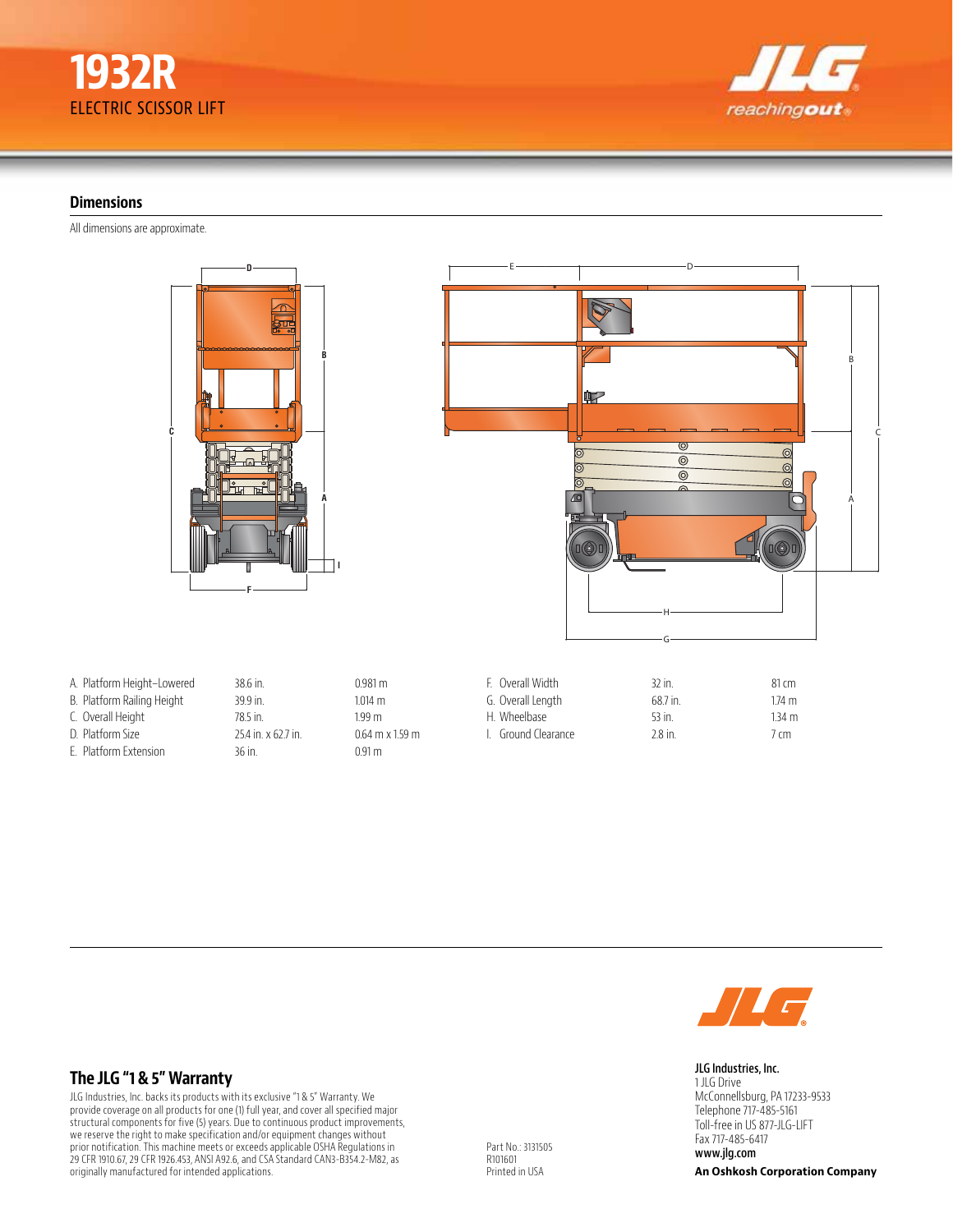# 1932R

ELECTRIC SCISSOR LIFT

## Dimensions

All dimensions are approximate.

D
B
C
A
I
F
E
D
B
C
A
H
G

| | | | | | |
|---|---|---|---|---|---|
| A. Platform Height–Lowered | 38.6 in. | 0.981 m | F. Overall Width | 32 in. | 81 cm |
| B. Platform Railing Height | 39.9 in. | 1.014 m | G. Overall Length | 68.7 in. | 1.74 m |
| C. Overall Height | 78.5 in. | 1.99 m | H. Wheelbase | 53 in. | 1.34 m |
| D. Platform Size | 25.4 in. x 62.7 in. | 0.64 m x 1.59 m | I. Ground Clearance | 2.8 in. | 7 cm |
| E. Platform Extension | 36 in. | 0.91 m | | | |

## The JLG "1 & 5" Warranty

JLG Industries, Inc. backs its products with its exclusive "1 & 5" Warranty. We provide coverage on all products for one (1) full year, and cover all specified major structural components for five (5) years. Due to continuous product improvements, we reserve the right to make specification and/or equipment changes without prior notification. This machine meets or exceeds applicable OSHA Regulations in 29 CFR 1910.67, 29 CFR 1926.453, ANSI A92.6, and CSA Standard CAN3-B354.2-M82, as originally manufactured for intended applications.

Part No.: 3131505
R101601
Printed in USA

**JLG Industries, Inc.**
1 JLG Drive
McConnellsburg, PA 17233-9533
Telephone 717-485-5161
Toll-free in US 877-JLG-LIFT
Fax 717-485-6417
**www.jlg.com**

**An Oshkosh Corporation Company**